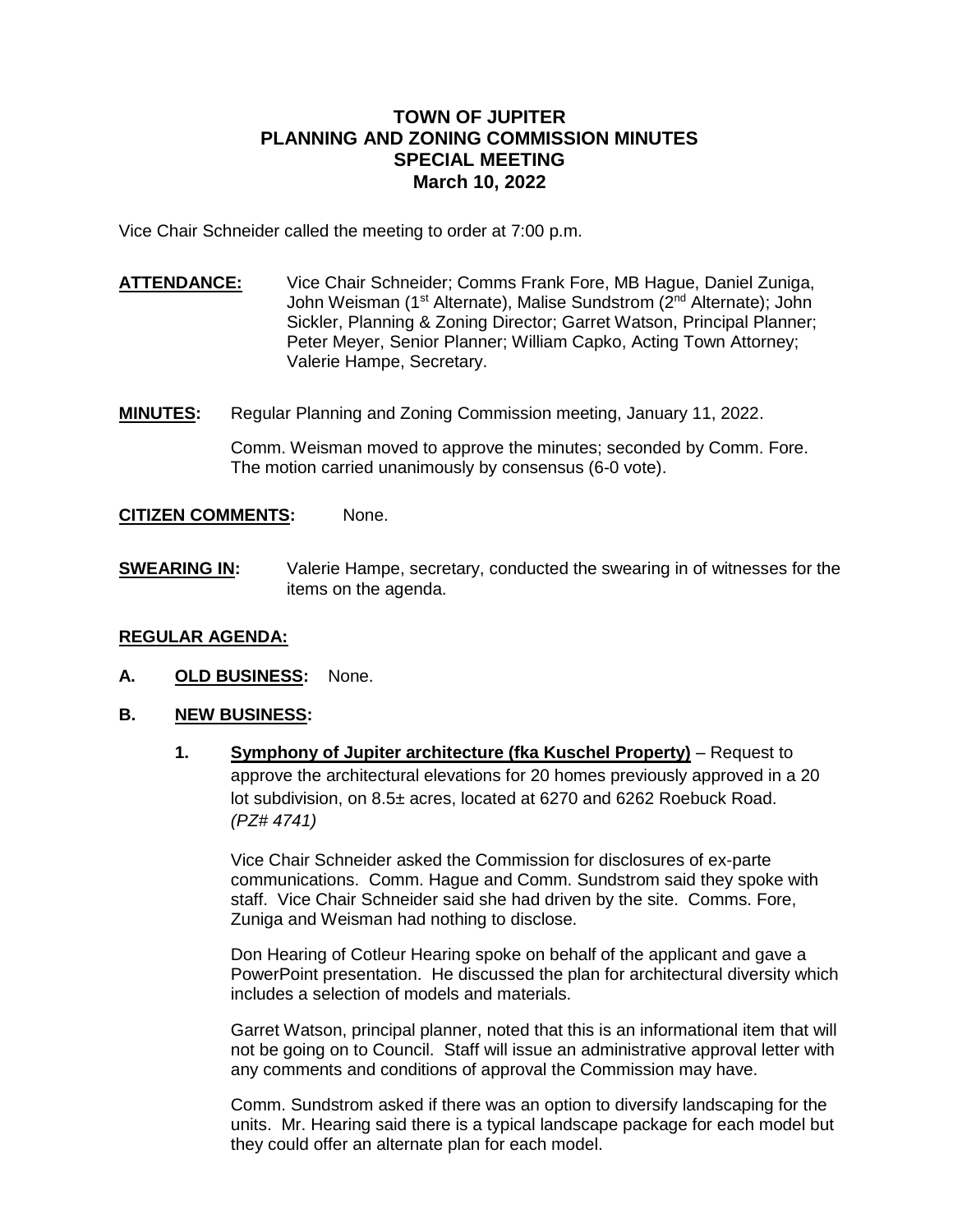# TOWN OF JUPITER
# PLANNING AND ZONING COMMISSION MINUTES
# SPECIAL MEETING
# March 10, 2022

Vice Chair Schneider called the meeting to order at 7:00 p.m.

**ATTENDANCE:** Vice Chair Schneider; Comms Frank Fore, MB Hague, Daniel Zuniga, John Weisman (1st Alternate), Malise Sundstrom (2nd Alternate); John Sickler, Planning & Zoning Director; Garret Watson, Principal Planner; Peter Meyer, Senior Planner; William Capko, Acting Town Attorney; Valerie Hampe, Secretary.

**MINUTES:** Regular Planning and Zoning Commission meeting, January 11, 2022.

Comm. Weisman moved to approve the minutes; seconded by Comm. Fore. The motion carried unanimously by consensus (6-0 vote).

**CITIZEN COMMENTS:** None.

**SWEARING IN:** Valerie Hampe, secretary, conducted the swearing in of witnesses for the items on the agenda.

## REGULAR AGENDA:

**A. OLD BUSINESS:** None.

**B. NEW BUSINESS:**

1. **Symphony of Jupiter architecture (fka Kuschel Property)** – Request to approve the architectural elevations for 20 homes previously approved in a 20 lot subdivision, on 8.5± acres, located at 6270 and 6262 Roebuck Road. *(PZ# 4741)*

   Vice Chair Schneider asked the Commission for disclosures of ex-parte communications. Comm. Hague and Comm. Sundstrom said they spoke with staff. Vice Chair Schneider said she had driven by the site. Comms. Fore, Zuniga and Weisman had nothing to disclose.

   Don Hearing of Cotleur Hearing spoke on behalf of the applicant and gave a PowerPoint presentation. He discussed the plan for architectural diversity which includes a selection of models and materials.

   Garret Watson, principal planner, noted that this is an informational item that will not be going on to Council. Staff will issue an administrative approval letter with any comments and conditions of approval the Commission may have.

   Comm. Sundstrom asked if there was an option to diversify landscaping for the units. Mr. Hearing said there is a typical landscape package for each model but they could offer an alternate plan for each model.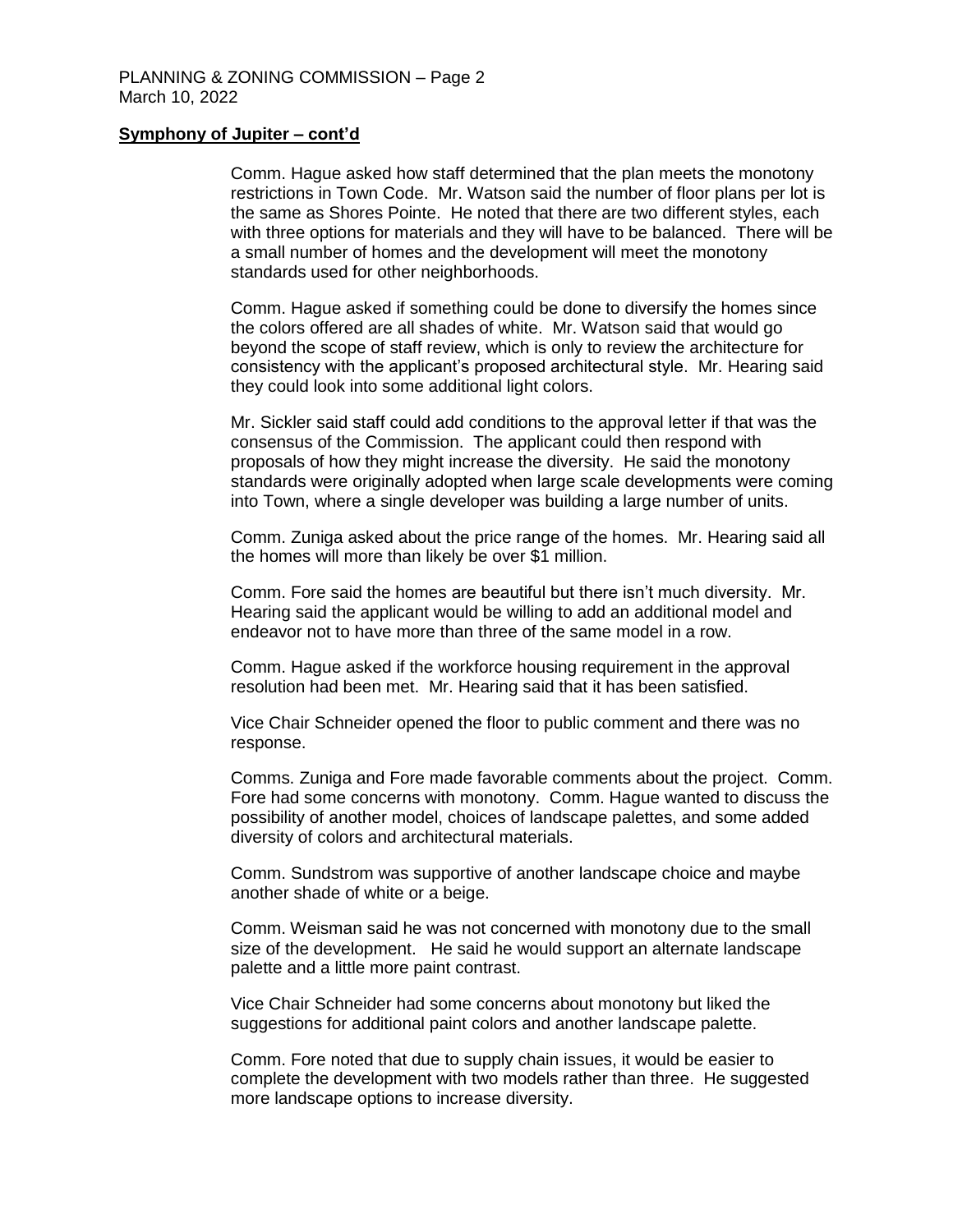**Symphony of Jupiter – cont'd**

Comm. Hague asked how staff determined that the plan meets the monotony restrictions in Town Code. Mr. Watson said the number of floor plans per lot is the same as Shores Pointe. He noted that there are two different styles, each with three options for materials and they will have to be balanced. There will be a small number of homes and the development will meet the monotony standards used for other neighborhoods.

Comm. Hague asked if something could be done to diversify the homes since the colors offered are all shades of white. Mr. Watson said that would go beyond the scope of staff review, which is only to review the architecture for consistency with the applicant's proposed architectural style. Mr. Hearing said they could look into some additional light colors.

Mr. Sickler said staff could add conditions to the approval letter if that was the consensus of the Commission. The applicant could then respond with proposals of how they might increase the diversity. He said the monotony standards were originally adopted when large scale developments were coming into Town, where a single developer was building a large number of units.

Comm. Zuniga asked about the price range of the homes. Mr. Hearing said all the homes will more than likely be over $1 million.

Comm. Fore said the homes are beautiful but there isn't much diversity. Mr. Hearing said the applicant would be willing to add an additional model and endeavor not to have more than three of the same model in a row.

Comm. Hague asked if the workforce housing requirement in the approval resolution had been met. Mr. Hearing said that it has been satisfied.

Vice Chair Schneider opened the floor to public comment and there was no response.

Comms. Zuniga and Fore made favorable comments about the project. Comm. Fore had some concerns with monotony. Comm. Hague wanted to discuss the possibility of another model, choices of landscape palettes, and some added diversity of colors and architectural materials.

Comm. Sundstrom was supportive of another landscape choice and maybe another shade of white or a beige.

Comm. Weisman said he was not concerned with monotony due to the small size of the development. He said he would support an alternate landscape palette and a little more paint contrast.

Vice Chair Schneider had some concerns about monotony but liked the suggestions for additional paint colors and another landscape palette.

Comm. Fore noted that due to supply chain issues, it would be easier to complete the development with two models rather than three. He suggested more landscape options to increase diversity.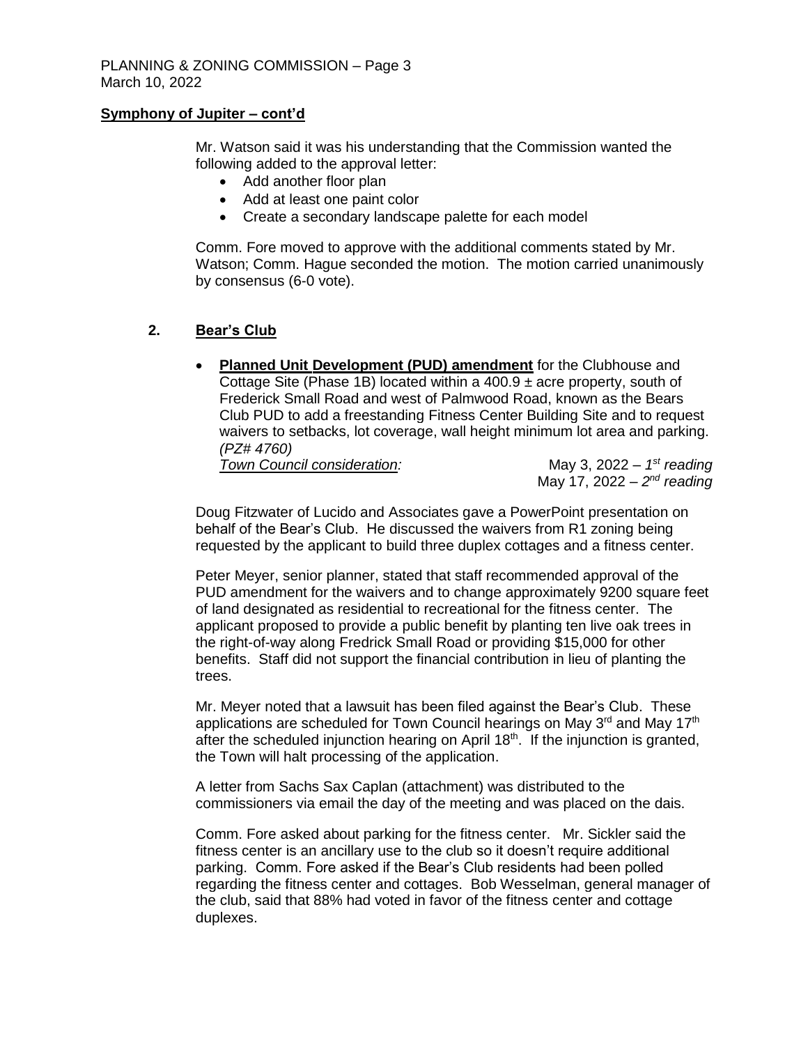**Symphony of Jupiter – cont'd**

Mr. Watson said it was his understanding that the Commission wanted the following added to the approval letter:

- Add another floor plan
- Add at least one paint color
- Create a secondary landscape palette for each model

Comm. Fore moved to approve with the additional comments stated by Mr. Watson; Comm. Hague seconded the motion. The motion carried unanimously by consensus (6-0 vote).

## 2. Bear's Club

- **Planned Unit Development (PUD) amendment** for the Clubhouse and Cottage Site (Phase 1B) located within a 400.9 ± acre property, south of Frederick Small Road and west of Palmwood Road, known as the Bears Club PUD to add a freestanding Fitness Center Building Site and to request waivers to setbacks, lot coverage, wall height minimum lot area and parking. *(PZ# 4760)*

  *Town Council consideration:* May 3, 2022 – *1st reading*
  May 17, 2022 – *2nd reading*

Doug Fitzwater of Lucido and Associates gave a PowerPoint presentation on behalf of the Bear's Club. He discussed the waivers from R1 zoning being requested by the applicant to build three duplex cottages and a fitness center.

Peter Meyer, senior planner, stated that staff recommended approval of the PUD amendment for the waivers and to change approximately 9200 square feet of land designated as residential to recreational for the fitness center. The applicant proposed to provide a public benefit by planting ten live oak trees in the right-of-way along Fredrick Small Road or providing $15,000 for other benefits. Staff did not support the financial contribution in lieu of planting the trees.

Mr. Meyer noted that a lawsuit has been filed against the Bear's Club. These applications are scheduled for Town Council hearings on May 3rd and May 17th after the scheduled injunction hearing on April 18th. If the injunction is granted, the Town will halt processing of the application.

A letter from Sachs Sax Caplan (attachment) was distributed to the commissioners via email the day of the meeting and was placed on the dais.

Comm. Fore asked about parking for the fitness center. Mr. Sickler said the fitness center is an ancillary use to the club so it doesn't require additional parking. Comm. Fore asked if the Bear's Club residents had been polled regarding the fitness center and cottages. Bob Wesselman, general manager of the club, said that 88% had voted in favor of the fitness center and cottage duplexes.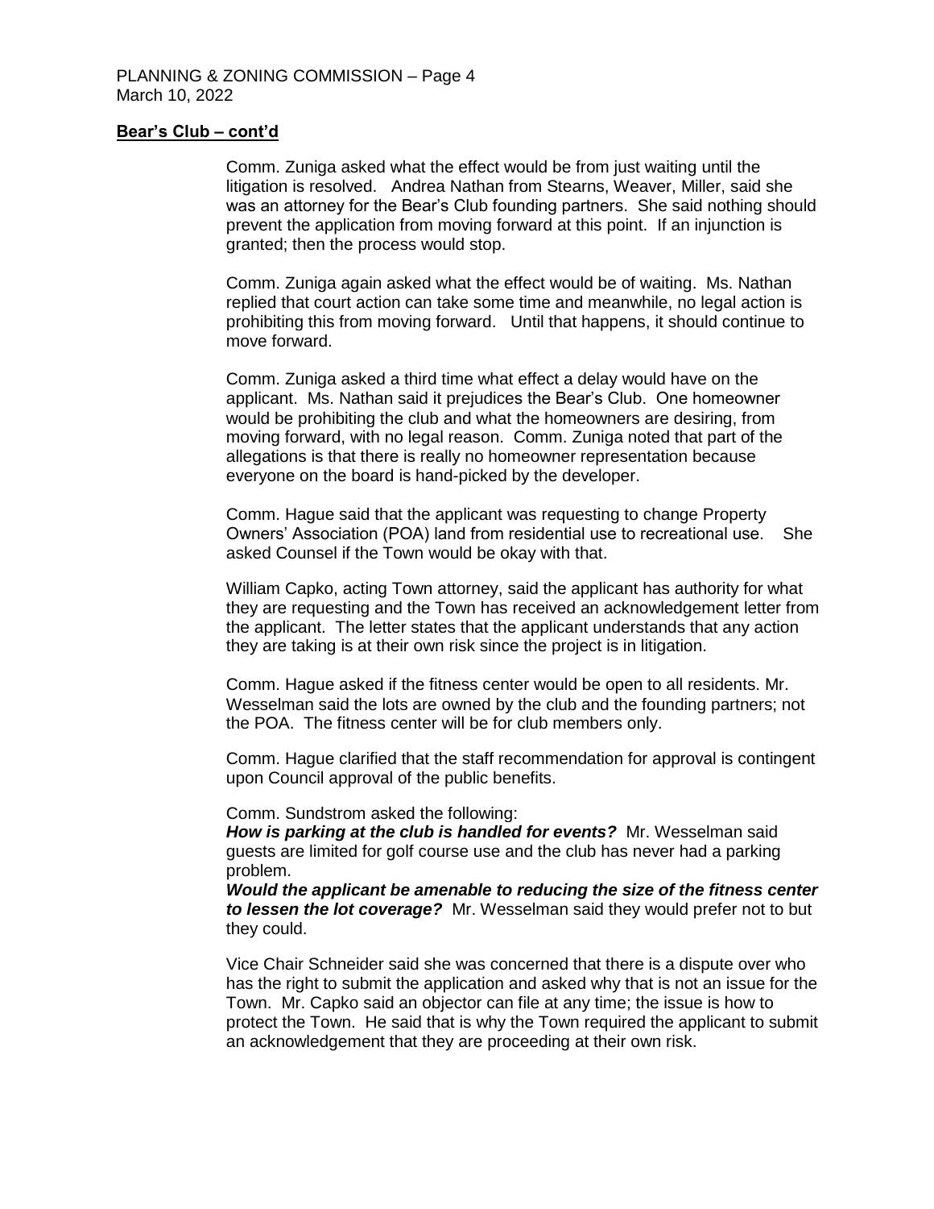**Bear's Club – cont'd**

Comm. Zuniga asked what the effect would be from just waiting until the litigation is resolved. Andrea Nathan from Stearns, Weaver, Miller, said she was an attorney for the Bear's Club founding partners. She said nothing should prevent the application from moving forward at this point. If an injunction is granted; then the process would stop.

Comm. Zuniga again asked what the effect would be of waiting. Ms. Nathan replied that court action can take some time and meanwhile, no legal action is prohibiting this from moving forward. Until that happens, it should continue to move forward.

Comm. Zuniga asked a third time what effect a delay would have on the applicant. Ms. Nathan said it prejudices the Bear's Club. One homeowner would be prohibiting the club and what the homeowners are desiring, from moving forward, with no legal reason. Comm. Zuniga noted that part of the allegations is that there is really no homeowner representation because everyone on the board is hand-picked by the developer.

Comm. Hague said that the applicant was requesting to change Property Owners' Association (POA) land from residential use to recreational use. She asked Counsel if the Town would be okay with that.

William Capko, acting Town attorney, said the applicant has authority for what they are requesting and the Town has received an acknowledgement letter from the applicant. The letter states that the applicant understands that any action they are taking is at their own risk since the project is in litigation.

Comm. Hague asked if the fitness center would be open to all residents. Mr. Wesselman said the lots are owned by the club and the founding partners; not the POA. The fitness center will be for club members only.

Comm. Hague clarified that the staff recommendation for approval is contingent upon Council approval of the public benefits.

Comm. Sundstrom asked the following:
***How is parking at the club is handled for events?*** Mr. Wesselman said guests are limited for golf course use and the club has never had a parking problem.
***Would the applicant be amenable to reducing the size of the fitness center to lessen the lot coverage?*** Mr. Wesselman said they would prefer not to but they could.

Vice Chair Schneider said she was concerned that there is a dispute over who has the right to submit the application and asked why that is not an issue for the Town. Mr. Capko said an objector can file at any time; the issue is how to protect the Town. He said that is why the Town required the applicant to submit an acknowledgement that they are proceeding at their own risk.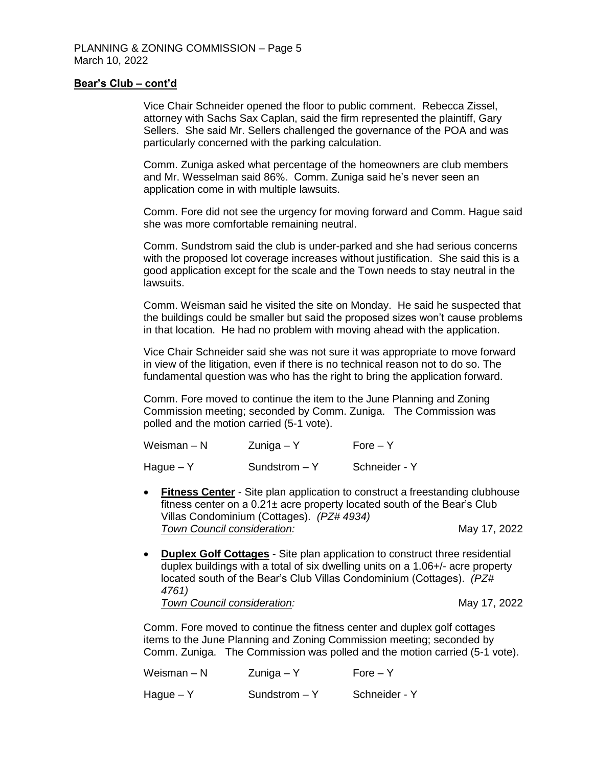**Bear's Club – cont'd**

Vice Chair Schneider opened the floor to public comment. Rebecca Zissel, attorney with Sachs Sax Caplan, said the firm represented the plaintiff, Gary Sellers. She said Mr. Sellers challenged the governance of the POA and was particularly concerned with the parking calculation.

Comm. Zuniga asked what percentage of the homeowners are club members and Mr. Wesselman said 86%. Comm. Zuniga said he's never seen an application come in with multiple lawsuits.

Comm. Fore did not see the urgency for moving forward and Comm. Hague said she was more comfortable remaining neutral.

Comm. Sundstrom said the club is under-parked and she had serious concerns with the proposed lot coverage increases without justification. She said this is a good application except for the scale and the Town needs to stay neutral in the lawsuits.

Comm. Weisman said he visited the site on Monday. He said he suspected that the buildings could be smaller but said the proposed sizes won't cause problems in that location. He had no problem with moving ahead with the application.

Vice Chair Schneider said she was not sure it was appropriate to move forward in view of the litigation, even if there is no technical reason not to do so. The fundamental question was who has the right to bring the application forward.

Comm. Fore moved to continue the item to the June Planning and Zoning Commission meeting; seconded by Comm. Zuniga. The Commission was polled and the motion carried (5-1 vote).

| | | |
|---|---|---|
| Weisman – N | Zuniga – Y | Fore – Y |
| Hague – Y | Sundstrom – Y | Schneider - Y |

- **Fitness Center** - Site plan application to construct a freestanding clubhouse fitness center on a 0.21± acre property located south of the Bear's Club Villas Condominium (Cottages). *(PZ# 4934)*
  *Town Council consideration:* May 17, 2022

- **Duplex Golf Cottages** - Site plan application to construct three residential duplex buildings with a total of six dwelling units on a 1.06+/- acre property located south of the Bear's Club Villas Condominium (Cottages). *(PZ# 4761)*
  *Town Council consideration:* May 17, 2022

Comm. Fore moved to continue the fitness center and duplex golf cottages items to the June Planning and Zoning Commission meeting; seconded by Comm. Zuniga. The Commission was polled and the motion carried (5-1 vote).

| | | |
|---|---|---|
| Weisman – N | Zuniga – Y | Fore – Y |
| Hague – Y | Sundstrom – Y | Schneider - Y |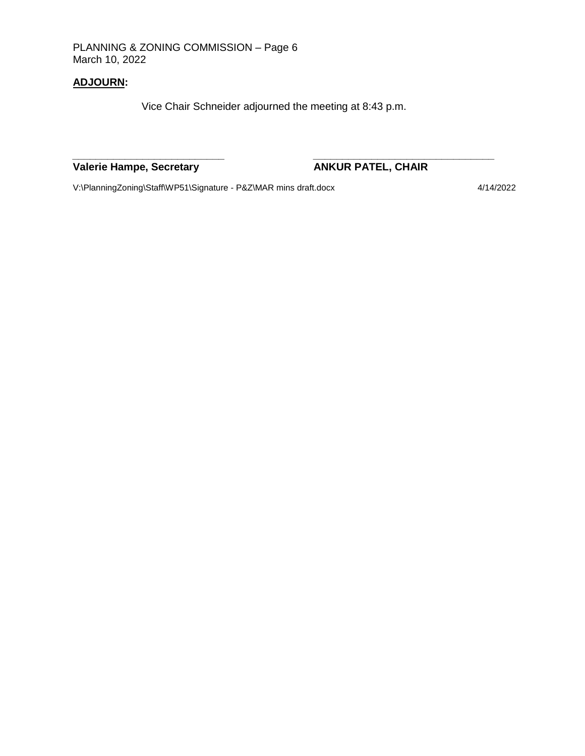**ADJOURN:**

Vice Chair Schneider adjourned the meeting at 8:43 p.m.

\_\_\_\_\_\_\_\_\_\_\_\_\_\_\_\_\_\_\_\_\_\_\_\_\_\_\_\_ &nbsp;&nbsp;&nbsp;&nbsp;&nbsp;&nbsp;&nbsp;&nbsp; \_\_\_\_\_\_\_\_\_\_\_\_\_\_\_\_\_\_\_\_\_\_\_\_\_\_\_\_\_\_\_\_\_\_

**Valerie Hampe, Secretary** &nbsp;&nbsp;&nbsp;&nbsp;&nbsp;&nbsp;&nbsp;&nbsp; **ANKUR PATEL, CHAIR**

V:\PlanningZoning\Staff\WP51\Signature - P&Z\MAR mins draft.docx &nbsp;&nbsp;&nbsp;&nbsp;&nbsp;&nbsp;&nbsp;&nbsp; 4/14/2022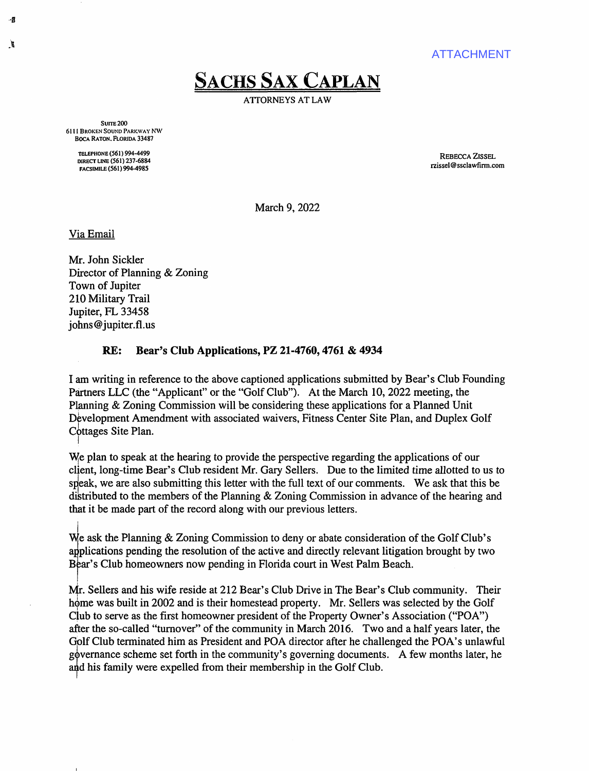ATTACHMENT

# SACHS SAX CAPLAN

ATTORNEYS AT LAW

SUITE 200
6111 BROKEN SOUND PARKWAY NW
BOCA RATON, FLORIDA 33487

TELEPHONE (561) 994-4499
DIRECT LINE (561) 237-6884
FACSIMILE (561) 994-4985

REBECCA ZISSEL
rzissel@ssclawfirm.com

March 9, 2022

Via Email

Mr. John Sickler
Director of Planning & Zoning
Town of Jupiter
210 Military Trail
Jupiter, FL 33458
johns@jupiter.fl.us

**RE: Bear's Club Applications, PZ 21-4760, 4761 & 4934**

I am writing in reference to the above captioned applications submitted by Bear's Club Founding Partners LLC (the "Applicant" or the "Golf Club"). At the March 10, 2022 meeting, the Planning & Zoning Commission will be considering these applications for a Planned Unit Development Amendment with associated waivers, Fitness Center Site Plan, and Duplex Golf Cottages Site Plan.

We plan to speak at the hearing to provide the perspective regarding the applications of our client, long-time Bear's Club resident Mr. Gary Sellers. Due to the limited time allotted to us to speak, we are also submitting this letter with the full text of our comments. We ask that this be distributed to the members of the Planning & Zoning Commission in advance of the hearing and that it be made part of the record along with our previous letters.

We ask the Planning & Zoning Commission to deny or abate consideration of the Golf Club's applications pending the resolution of the active and directly relevant litigation brought by two Bear's Club homeowners now pending in Florida court in West Palm Beach.

Mr. Sellers and his wife reside at 212 Bear's Club Drive in The Bear's Club community. Their home was built in 2002 and is their homestead property. Mr. Sellers was selected by the Golf Club to serve as the first homeowner president of the Property Owner's Association ("POA") after the so-called "turnover" of the community in March 2016. Two and a half years later, the Golf Club terminated him as President and POA director after he challenged the POA's unlawful governance scheme set forth in the community's governing documents. A few months later, he and his family were expelled from their membership in the Golf Club.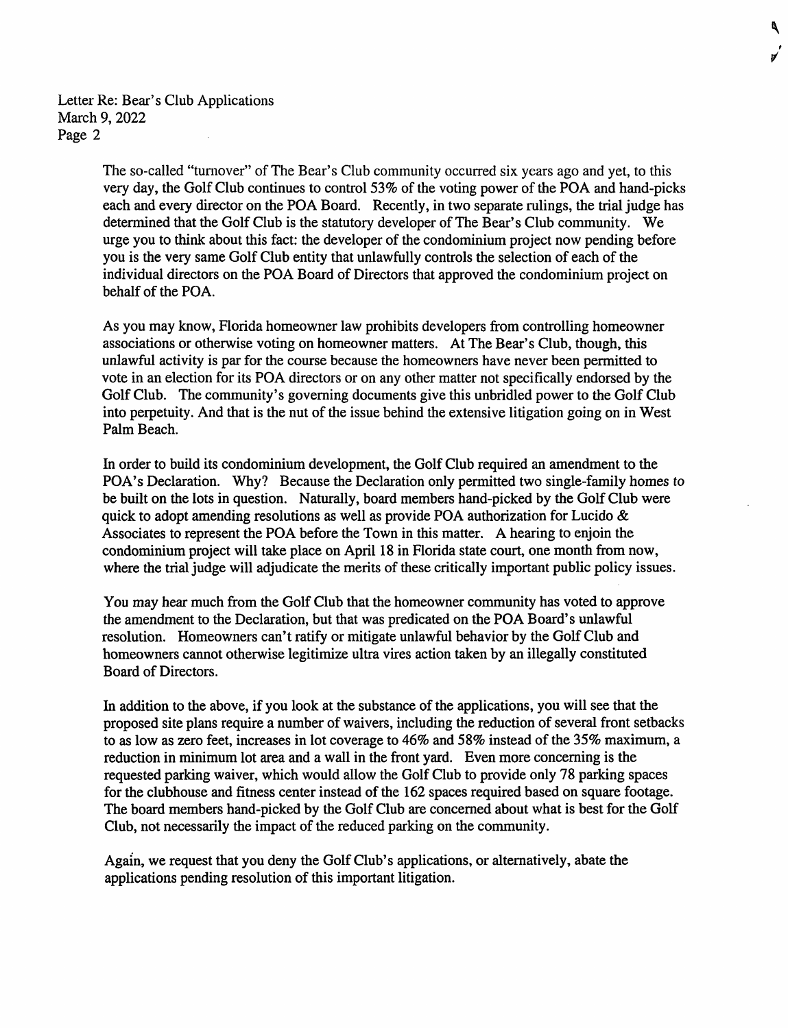The so-called "turnover" of The Bear's Club community occurred six years ago and yet, to this very day, the Golf Club continues to control 53% of the voting power of the POA and hand-picks each and every director on the POA Board. Recently, in two separate rulings, the trial judge has determined that the Golf Club is the statutory developer of The Bear's Club community. We urge you to think about this fact: the developer of the condominium project now pending before you is the very same Golf Club entity that unlawfully controls the selection of each of the individual directors on the POA Board of Directors that approved the condominium project on behalf of the POA.

As you may know, Florida homeowner law prohibits developers from controlling homeowner associations or otherwise voting on homeowner matters. At The Bear's Club, though, this unlawful activity is par for the course because the homeowners have never been permitted to vote in an election for its POA directors or on any other matter not specifically endorsed by the Golf Club. The community's governing documents give this unbridled power to the Golf Club into perpetuity. And that is the nut of the issue behind the extensive litigation going on in West Palm Beach.

In order to build its condominium development, the Golf Club required an amendment to the POA's Declaration. Why? Because the Declaration only permitted two single-family homes to be built on the lots in question. Naturally, board members hand-picked by the Golf Club were quick to adopt amending resolutions as well as provide POA authorization for Lucido & Associates to represent the POA before the Town in this matter. A hearing to enjoin the condominium project will take place on April 18 in Florida state court, one month from now, where the trial judge will adjudicate the merits of these critically important public policy issues.

You may hear much from the Golf Club that the homeowner community has voted to approve the amendment to the Declaration, but that was predicated on the POA Board's unlawful resolution. Homeowners can't ratify or mitigate unlawful behavior by the Golf Club and homeowners cannot otherwise legitimize ultra vires action taken by an illegally constituted Board of Directors.

In addition to the above, if you look at the substance of the applications, you will see that the proposed site plans require a number of waivers, including the reduction of several front setbacks to as low as zero feet, increases in lot coverage to 46% and 58% instead of the 35% maximum, a reduction in minimum lot area and a wall in the front yard. Even more concerning is the requested parking waiver, which would allow the Golf Club to provide only 78 parking spaces for the clubhouse and fitness center instead of the 162 spaces required based on square footage. The board members hand-picked by the Golf Club are concerned about what is best for the Golf Club, not necessarily the impact of the reduced parking on the community.

Again, we request that you deny the Golf Club's applications, or alternatively, abate the applications pending resolution of this important litigation.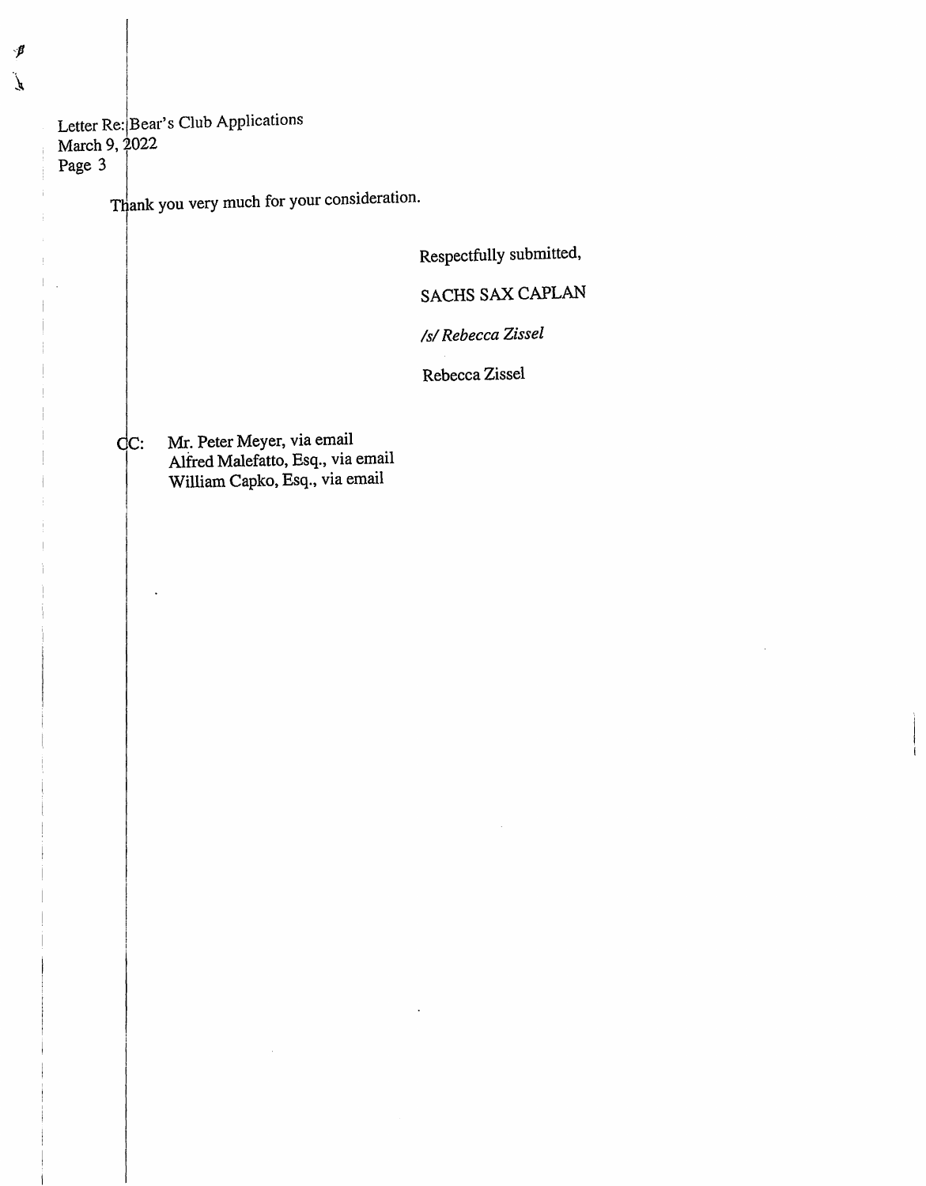Thank you very much for your consideration.

Respectfully submitted,

SACHS SAX CAPLAN

*/s/ Rebecca Zissel*

Rebecca Zissel

CC: Mr. Peter Meyer, via email
Alfred Malefatto, Esq., via email
William Capko, Esq., via email